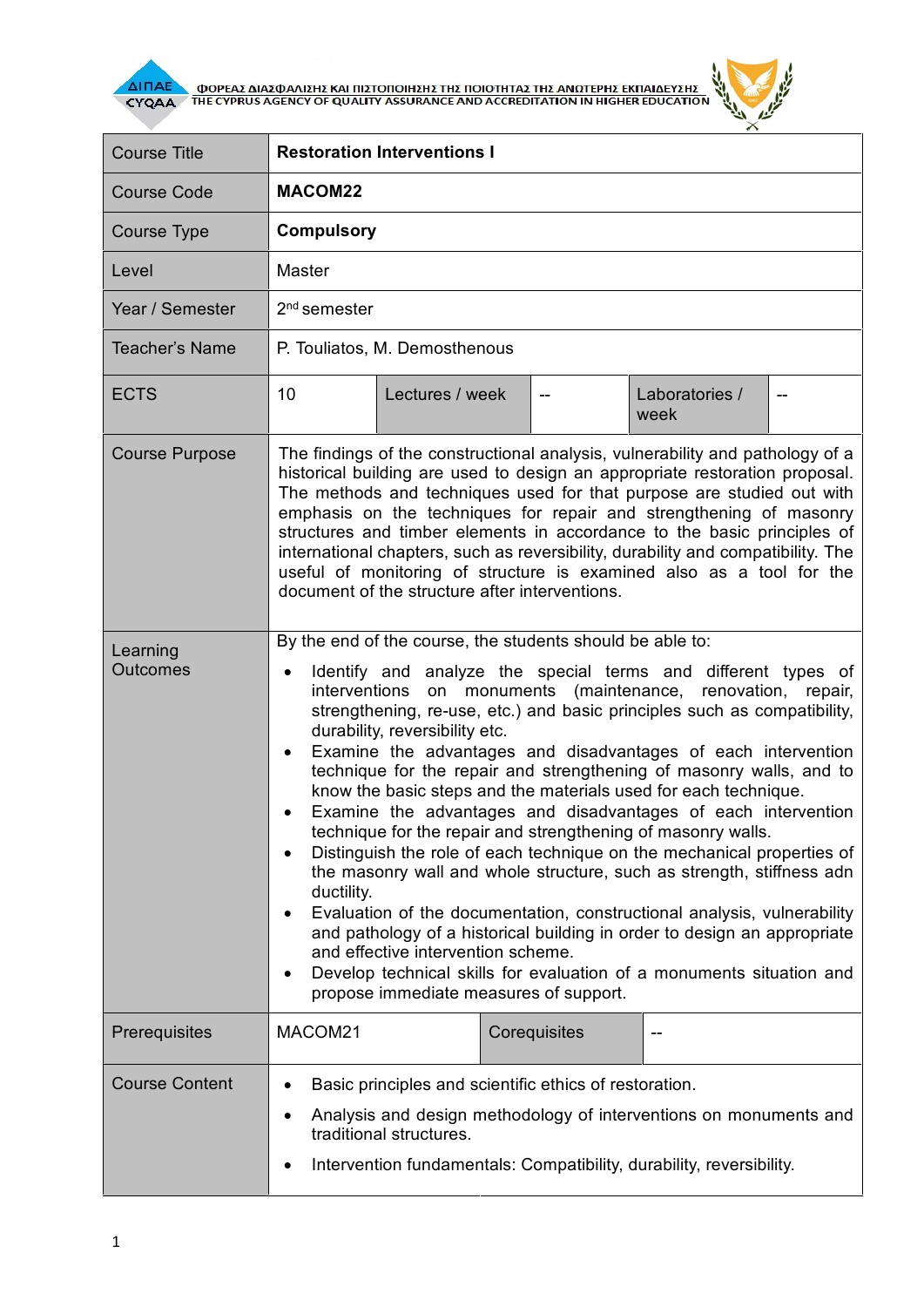ΦΟΡΕΑΣ ΔΙΑΣΦΑΛΙΣΗΣ ΚΑΙ ΠΙΣΤΟΠΟΙΗΣΗΣ ΤΗΣ ΠΟΙΟΤΗΤΑΣ ΤΗΣ ΑΝΩΤΕΡΗΣ ΕΚΠΑΙΔΕΥΣΗΣ
THE CYPRUS AGENCY OF QUALITY ASSURANCE AND ACCREDITATION IN HIGHER EDUCATION

| | | | | | |
|---|---|---|---|---|---|
| Course Title | **Restoration Interventions I** | | | | |
| Course Code | **MACOM22** | | | | |
| Course Type | **Compulsory** | | | | |
| Level | Master | | | | |
| Year / Semester | 2nd semester | | | | |
| Teacher's Name | P. Touliatos, M. Demosthenous | | | | |
| ECTS | 10 | Lectures / week | -- | Laboratories / week | -- |
| Course Purpose | The findings of the constructional analysis, vulnerability and pathology of a historical building are used to design an appropriate restoration proposal. The methods and techniques used for that purpose are studied out with emphasis on the techniques for repair and strengthening of masonry structures and timber elements in accordance to the basic principles of international chapters, such as reversibility, durability and compatibility. The useful of monitoring of structure is examined also as a tool for the document of the structure after interventions. | | | | |
| Learning Outcomes | By the end of the course, the students should be able to:<br>• Identify and analyze the special terms and different types of interventions on monuments (maintenance, renovation, repair, strengthening, re-use, etc.) and basic principles such as compatibility, durability, reversibility etc.<br>• Examine the advantages and disadvantages of each intervention technique for the repair and strengthening of masonry walls, and to know the basic steps and the materials used for each technique.<br>• Examine the advantages and disadvantages of each intervention technique for the repair and strengthening of masonry walls.<br>• Distinguish the role of each technique on the mechanical properties of the masonry wall and whole structure, such as strength, stiffness adn ductility.<br>• Evaluation of the documentation, constructional analysis, vulnerability and pathology of a historical building in order to design an appropriate and effective intervention scheme.<br>• Develop technical skills for evaluation of a monuments situation and propose immediate measures of support. | | | | |
| Prerequisites | MACOM21 | Corequisites | -- | | |
| Course Content | • Basic principles and scientific ethics of restoration.<br>• Analysis and design methodology of interventions on monuments and traditional structures.<br>• Intervention fundamentals: Compatibility, durability, reversibility. | | | | |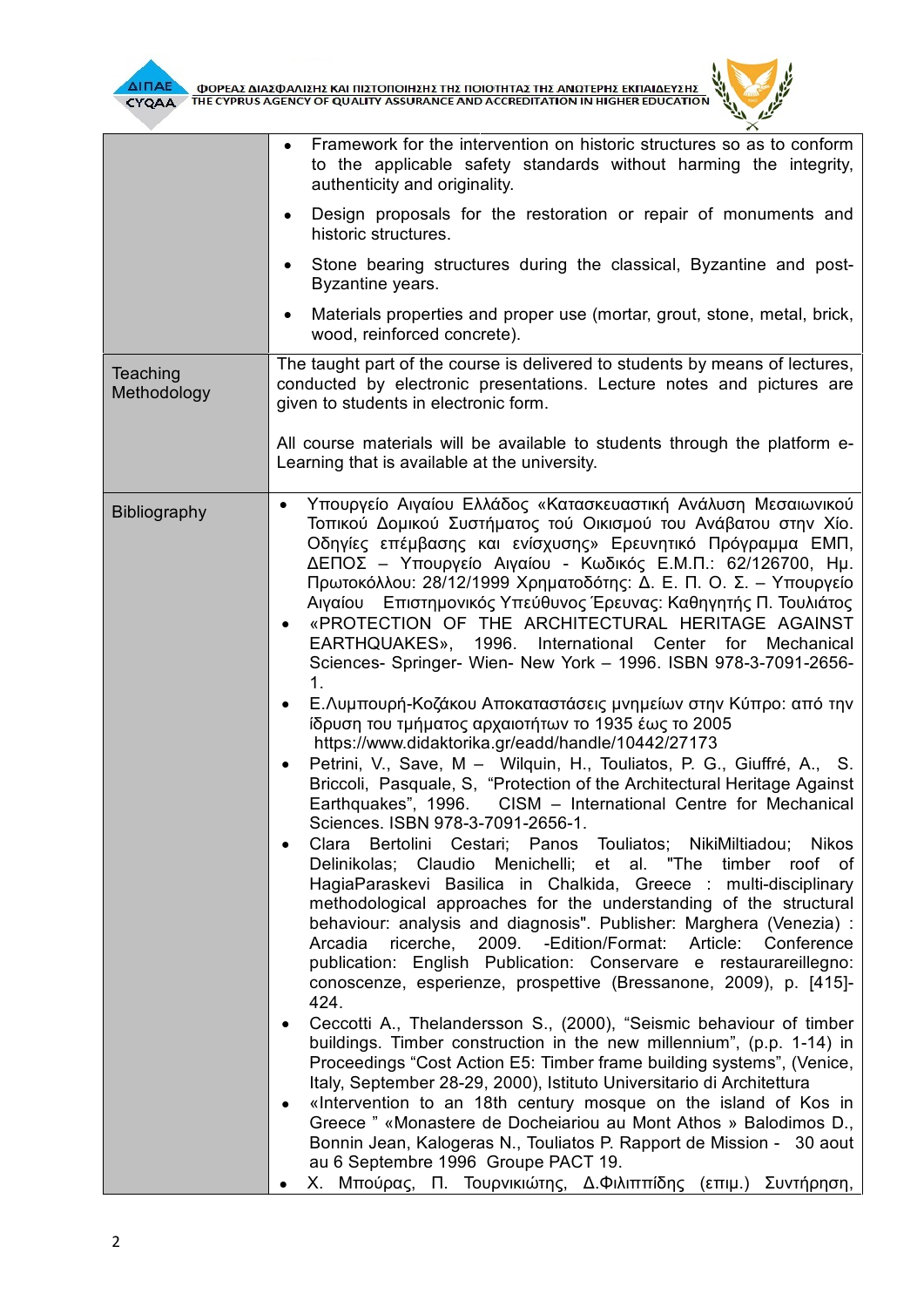| | |
|---|---|
| | • Framework for the intervention on historic structures so as to conform to the applicable safety standards without harming the integrity, authenticity and originality.<br>• Design proposals for the restoration or repair of monuments and historic structures.<br>• Stone bearing structures during the classical, Byzantine and post-Byzantine years.<br>• Materials properties and proper use (mortar, grout, stone, metal, brick, wood, reinforced concrete). |
| Teaching Methodology | The taught part of the course is delivered to students by means of lectures, conducted by electronic presentations. Lecture notes and pictures are given to students in electronic form.<br><br>All course materials will be available to students through the platform e-Learning that is available at the university. |
| Bibliography | • Υπουργείο Αιγαίου Ελλάδος «Κατασκευαστική Ανάλυση Μεσαιωνικού Τοπικού Δομικού Συστήματος τού Οικισμού του Ανάβατου στην Χίο. Οδηγίες επέμβασης και ενίσχυσης» Ερευνητικό Πρόγραμμα ΕΜΠ, ΔΕΠΟΣ – Υπουργείο Αιγαίου - Κωδικός Ε.Μ.Π.: 62/126700, Ημ. Πρωτοκόλλου: 28/12/1999 Χρηματοδότης: Δ. Ε. Π. Ο. Σ. – Υπουργείο Αιγαίου Επιστημονικός Υπεύθυνος Έρευνας: Καθηγητής Π. Τουλιάτος<br>• «PROTECTION OF THE ARCHITECTURAL HERITAGE AGAINST EARTHQUAKES», 1996. International Center for Mechanical Sciences- Springer- Wien- New York – 1996. ISBN 978-3-7091-2656-1.<br>• Ε.Λυμπουρή-Κοζάκου Αποκαταστάσεις μνημείων στην Κύπρο: από την ίδρυση του τμήματος αρχαιοτήτων το 1935 έως το 2005 https://www.didaktorika.gr/eadd/handle/10442/27173<br>• Petrini, V., Save, M – Wilquin, H., Touliatos, P. G., Giuffré, A., S. Briccoli, Pasquale, S, "Protection of the Architectural Heritage Against Earthquakes", 1996. CISM – International Centre for Mechanical Sciences. ISBN 978-3-7091-2656-1.<br>• Clara Bertolini Cestari; Panos Touliatos; NikiMiltiadou; Nikos Delinikolas; Claudio Menichelli; et al. "The timber roof of HagiaParaskevi Basilica in Chalkida, Greece : multi-disciplinary methodological approaches for the understanding of the structural behaviour: analysis and diagnosis". Publisher: Marghera (Venezia) : Arcadia ricerche, 2009. -Edition/Format: Article: Conference publication: English Publication: Conservare e restaurareillegno: conoscenze, esperienze, prospettive (Bressanone, 2009), p. [415]-424.<br>• Ceccotti A., Thelandersson S., (2000), "Seismic behaviour of timber buildings. Timber construction in the new millennium", (p.p. 1-14) in Proceedings "Cost Action E5: Timber frame building systems", (Venice, Italy, September 28-29, 2000), Istituto Universitario di Architettura<br>• «Intervention to an 18th century mosque on the island of Kos in Greece " «Monastere de Docheiariou au Mont Athos » Balodimos D., Bonnin Jean, Kalogeras N., Touliatos P. Rapport de Mission - 30 aout au 6 Septembre 1996 Groupe PACT 19.<br>• Χ. Μπούρας, Π. Τουρνικιώτης, Δ.Φιλιππίδης (επιμ.) Συντήρηση, |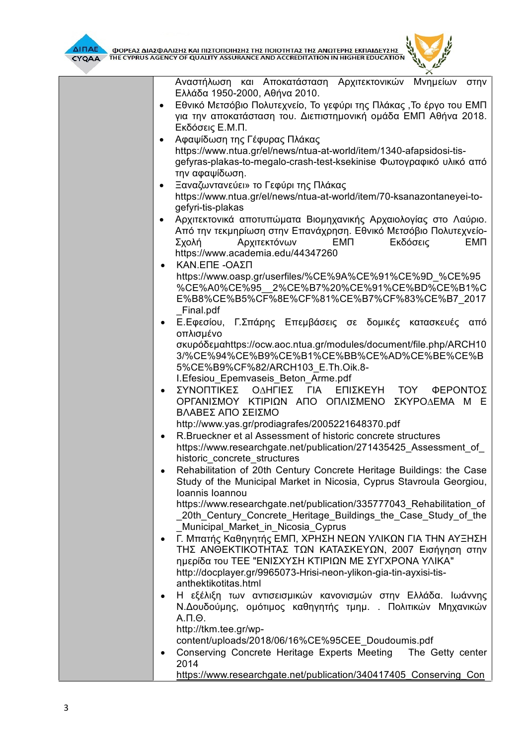| | |
|---|---|
| | Αναστήλωση και Αποκατάσταση Αρχιτεκτονικών Μνημείων στην Ελλάδα 1950-2000, Αθήνα 2010.<br>• Εθνικό Μετσόβιο Πολυτεχνείο, Το γεφύρι της Πλάκας ,Το έργο του ΕΜΠ για την αποκατάσταση του. Διεπιστημονική ομάδα ΕΜΠ Αθήνα 2018. Εκδόσεις Ε.Μ.Π.<br>• Αφαψίδωση της Γέφυρας Πλάκας https://www.ntua.gr/el/news/ntua-at-world/item/1340-afapsidosi-tis-gefyras-plakas-to-megalo-crash-test-ksekinise Φωτογραφικό υλικό από την αφαψίδωση.<br>• Ξαναζωντανεύει» το Γεφύρι της Πλάκας https://www.ntua.gr/el/news/ntua-at-world/item/70-ksanazontaneyei-to-gefyri-tis-plakas<br>• Αρχιτεκτονικά αποτυπώματα Βιομηχανικής Αρχαιολογίας στο Λαύριο. Από την τεκμηρίωση στην Επανάχρηση. Εθνικό Μετσόβιο Πολυτεχνείο-Σχολή Αρχιτεκτόνων ΕΜΠ Εκδόσεις ΕΜΠ https://www.academia.edu/44347260<br>• ΚΑΝ.ΕΠΕ -ΟΑΣΠ https://www.oasp.gr/userfiles/%CE%9A%CE%91%CE%9D_%CE%95%CE%A0%CE%95__2%CE%B7%20%CE%91%CE%BD%CE%B1%CE%B8%CE%B5%CF%8E%CF%81%CE%B7%CF%83%CE%B7_2017_Final.pdf<br>• Ε.Εφεσίου, Γ.Σπάρης Επεμβάσεις σε δομικές κατασκευές από οπλισμένο σκυρόδεμαhttps://ocw.aoc.ntua.gr/modules/document/file.php/ARCH103/%CE%94%CE%B9%CE%B1%CE%BB%CE%AD%CE%BE%CE%B5%CE%B9%CF%82/ARCH103_E.Th.Oik.8-I.Efesiou_Epemvaseis_Beton_Arme.pdf<br>• ΣΥΝΟΠΤΙΚΕΣ ΟΔΗΓΙΕΣ ΓΙΑ ΕΠΙΣΚΕΥΗ ΤΟΥ ΦΕΡΟΝΤΟΣ ΟΡΓΑΝΙΣΜΟΥ ΚΤΙΡΙΩΝ ΑΠΟ ΟΠΛΙΣΜΕΝΟ ΣΚΥΡΟΔΕΜΑ Μ Ε ΒΛΑΒΕΣ ΑΠΟ ΣΕΙΣΜΟ http://www.yas.gr/prodiagrafes/2005221648370.pdf<br>• R.Brueckner et al Assessment of historic concrete structures https://www.researchgate.net/publication/271435425_Assessment_of_historic_concrete_structures<br>• Rehabilitation of 20th Century Concrete Heritage Buildings: the Case Study of the Municipal Market in Nicosia, Cyprus Stavroula Georgiou, Ioannis Ioannou https://www.researchgate.net/publication/335777043_Rehabilitation_of_20th_Century_Concrete_Heritage_Buildings_the_Case_Study_of_the_Municipal_Market_in_Nicosia_Cyprus<br>• Γ. Μπατής Καθηγητής ΕΜΠ, ΧΡΗΣΗ ΝΕΩΝ ΥΛΙΚΩΝ ΓΙΑ ΤΗΝ ΑΥΞΗΣΗ ΤΗΣ ΑΝΘΕΚΤΙΚΟΤΗΤΑΣ ΤΩΝ ΚΑΤΑΣΚΕΥΩΝ, 2007 Εισήγηση στην ημερίδα του ΤΕΕ "ΕΝΙΣΧΥΣΗ ΚΤΙΡΙΩΝ ΜΕ ΣΥΓΧΡΟΝΑ ΥΛΙΚΑ" http://docplayer.gr/9965073-Hrisi-neon-ylikon-gia-tin-ayxisi-tis-anthektikotitas.html<br>• Η εξέλιξη των αντισεισμικών κανονισμών στην Ελλάδα. Ιωάννης Ν.Δουδούμης, ομότιμος καθηγητής τμημ. . Πολιτικών Μηχανικών Α.Π.Θ. http://tkm.tee.gr/wp-content/uploads/2018/06/16%CE%95CEE_Doudoumis.pdf<br>• Conserving Concrete Heritage Experts Meeting The Getty center 2014 https://www.researchgate.net/publication/340417405_Conserving_Con |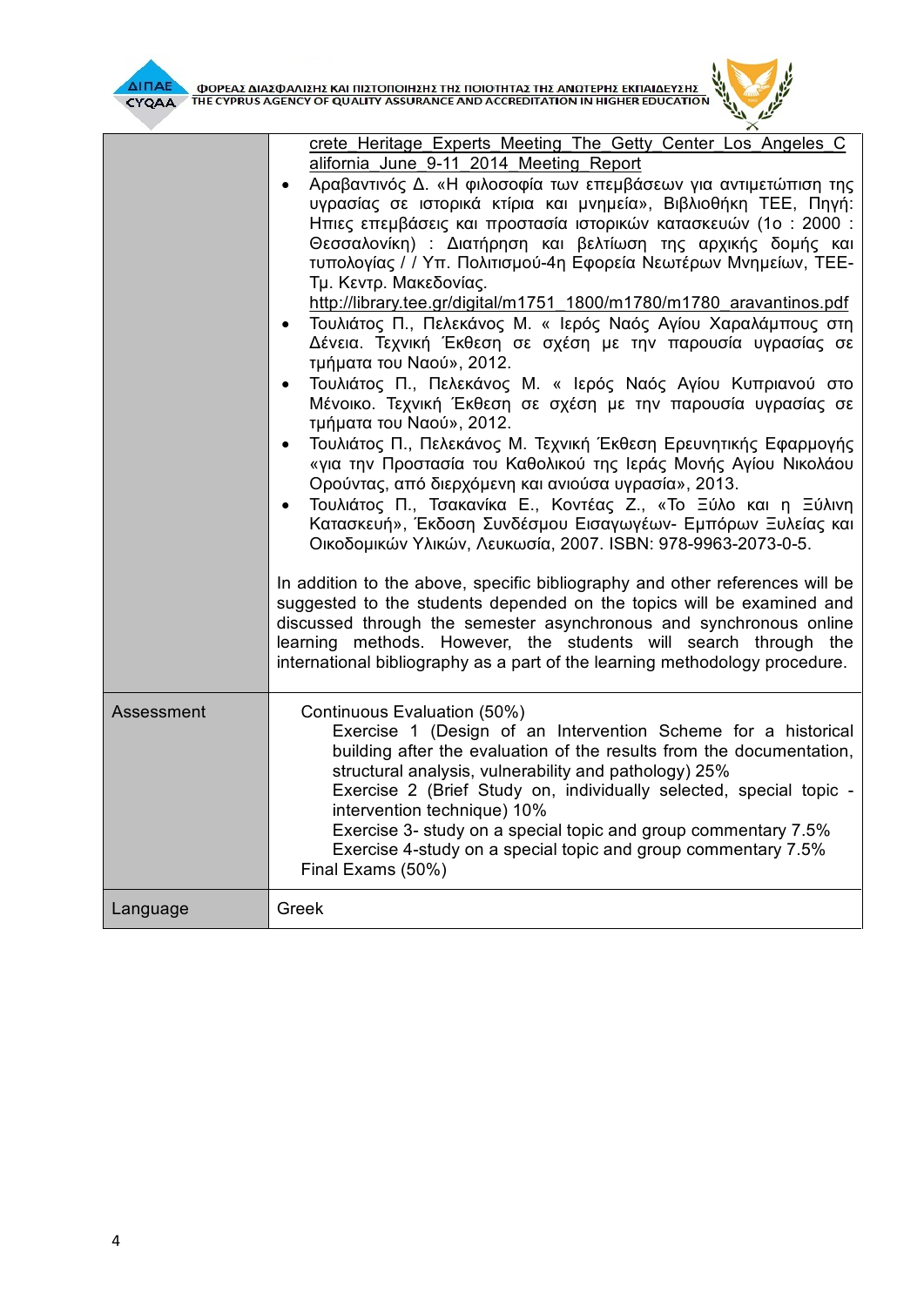| | |
|---|---|
| | crete_Heritage_Experts_Meeting_The_Getty_Center_Los_Angeles_California_June_9-11_2014_Meeting_Report<br>• Αραβαντινός Δ. «Η φιλοσοφία των επεμβάσεων για αντιμετώπιση της υγρασίας σε ιστορικά κτίρια και μνημεία», Βιβλιοθήκη ΤΕΕ, Πηγή: Ηπιες επεμβάσεις και προστασία ιστορικών κατασκευών (1ο : 2000 : Θεσσαλονίκη) : Διατήρηση και βελτίωση της αρχικής δομής και τυπολογίας / / Υπ. Πολιτισμού-4η Εφορεία Νεωτέρων Μνημείων, ΤΕΕ-Τμ. Κεντρ. Μακεδονίας. http://library.tee.gr/digital/m1751_1800/m1780/m1780_aravantinos.pdf<br>• Τουλιάτος Π., Πελεκάνος Μ. « Ιερός Ναός Αγίου Χαραλάμπους στη Δένεια. Τεχνική Έκθεση σε σχέση με την παρουσία υγρασίας σε τμήματα του Ναού», 2012.<br>• Τουλιάτος Π., Πελεκάνος Μ. « Ιερός Ναός Αγίου Κυπριανού στο Μένοικο. Τεχνική Έκθεση σε σχέση με την παρουσία υγρασίας σε τμήματα του Ναού», 2012.<br>• Τουλιάτος Π., Πελεκάνος Μ. Τεχνική Έκθεση Ερευνητικής Εφαρμογής «για την Προστασία του Καθολικού της Ιεράς Μονής Αγίου Νικολάου Ορούντας, από διερχόμενη και ανιούσα υγρασία», 2013.<br>• Τουλιάτος Π., Τσακανίκα Ε., Κοντέας Ζ., «Το Ξύλο και η Ξύλινη Κατασκευή», Έκδοση Συνδέσμου Εισαγωγέων- Εμπόρων Ξυλείας και Οικοδομικών Υλικών, Λευκωσία, 2007. ISBN: 978-9963-2073-0-5.<br><br>In addition to the above, specific bibliography and other references will be suggested to the students depended on the topics will be examined and discussed through the semester asynchronous and synchronous online learning methods. However, the students will search through the international bibliography as a part of the learning methodology procedure. |
| Assessment | Continuous Evaluation (50%)<br>Exercise 1 (Design of an Intervention Scheme for a historical building after the evaluation of the results from the documentation, structural analysis, vulnerability and pathology) 25%<br>Exercise 2 (Brief Study on, individually selected, special topic - intervention technique) 10%<br>Exercise 3- study on a special topic and group commentary 7.5%<br>Exercise 4-study on a special topic and group commentary 7.5%<br>Final Exams (50%) |
| Language | Greek |